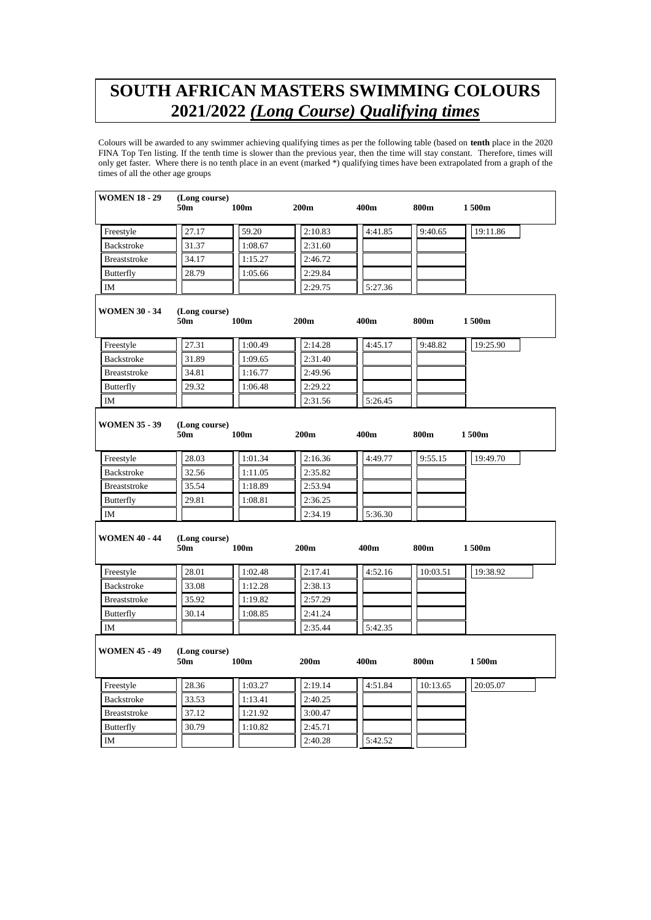# SOUTH AFRICAN MASTERS SWIMMING COLOURS
## 2021/2022 *(Long Course) Qualifying times*

Colours will be awarded to any swimmer achieving qualifying times as per the following table (based on **tenth** place in the 2020 FINA Top Ten listing. If the tenth time is slower than the previous year, then the time will stay constant. Therefore, times will only get faster. Where there is no tenth place in an event (marked *) qualifying times have been extrapolated from a graph of the times of all the other age groups

| **WOMEN 18 - 29** (Long course) | **50m** | **100m** | **200m** | **400m** | **800m** | **1 500m** |
|---|---|---|---|---|---|---|
| Freestyle | 27.17 | 59.20 | 2:10.83 | 4:41.85 | 9:40.65 | 19:11.86 |
| Backstroke | 31.37 | 1:08.67 | 2:31.60 | | | |
| Breaststroke | 34.17 | 1:15.27 | 2:46.72 | | | |
| Butterfly | 28.79 | 1:05.66 | 2:29.84 | | | |
| IM | | | 2:29.75 | 5:27.36 | | |

| **WOMEN 30 - 34** (Long course) | **50m** | **100m** | **200m** | **400m** | **800m** | **1 500m** |
|---|---|---|---|---|---|---|
| Freestyle | 27.31 | 1:00.49 | 2:14.28 | 4:45.17 | 9:48.82 | 19:25.90 |
| Backstroke | 31.89 | 1:09.65 | 2:31.40 | | | |
| Breaststroke | 34.81 | 1:16.77 | 2:49.96 | | | |
| Butterfly | 29.32 | 1:06.48 | 2:29.22 | | | |
| IM | | | 2:31.56 | 5:26.45 | | |

| **WOMEN 35 - 39** (Long course) | **50m** | **100m** | **200m** | **400m** | **800m** | **1 500m** |
|---|---|---|---|---|---|---|
| Freestyle | 28.03 | 1:01.34 | 2:16.36 | 4:49.77 | 9:55.15 | 19:49.70 |
| Backstroke | 32.56 | 1:11.05 | 2:35.82 | | | |
| Breaststroke | 35.54 | 1:18.89 | 2:53.94 | | | |
| Butterfly | 29.81 | 1:08.81 | 2:36.25 | | | |
| IM | | | 2:34.19 | 5:36.30 | | |

| **WOMEN 40 - 44** (Long course) | **50m** | **100m** | **200m** | **400m** | **800m** | **1 500m** |
|---|---|---|---|---|---|---|
| Freestyle | 28.01 | 1:02.48 | 2:17.41 | 4:52.16 | 10:03.51 | 19:38.92 |
| Backstroke | 33.08 | 1:12.28 | 2:38.13 | | | |
| Breaststroke | 35.92 | 1:19.82 | 2:57.29 | | | |
| Butterfly | 30.14 | 1:08.85 | 2:41.24 | | | |
| IM | | | 2:35.44 | 5:42.35 | | |

| **WOMEN 45 - 49** (Long course) | **50m** | **100m** | **200m** | **400m** | **800m** | **1 500m** |
|---|---|---|---|---|---|---|
| Freestyle | 28.36 | 1:03.27 | 2:19.14 | 4:51.84 | 10:13.65 | 20:05.07 |
| Backstroke | 33.53 | 1:13.41 | 2:40.25 | | | |
| Breaststroke | 37.12 | 1:21.92 | 3:00.47 | | | |
| Butterfly | 30.79 | 1:10.82 | 2:45.71 | | | |
| IM | | | 2:40.28 | 5:42.52 | | |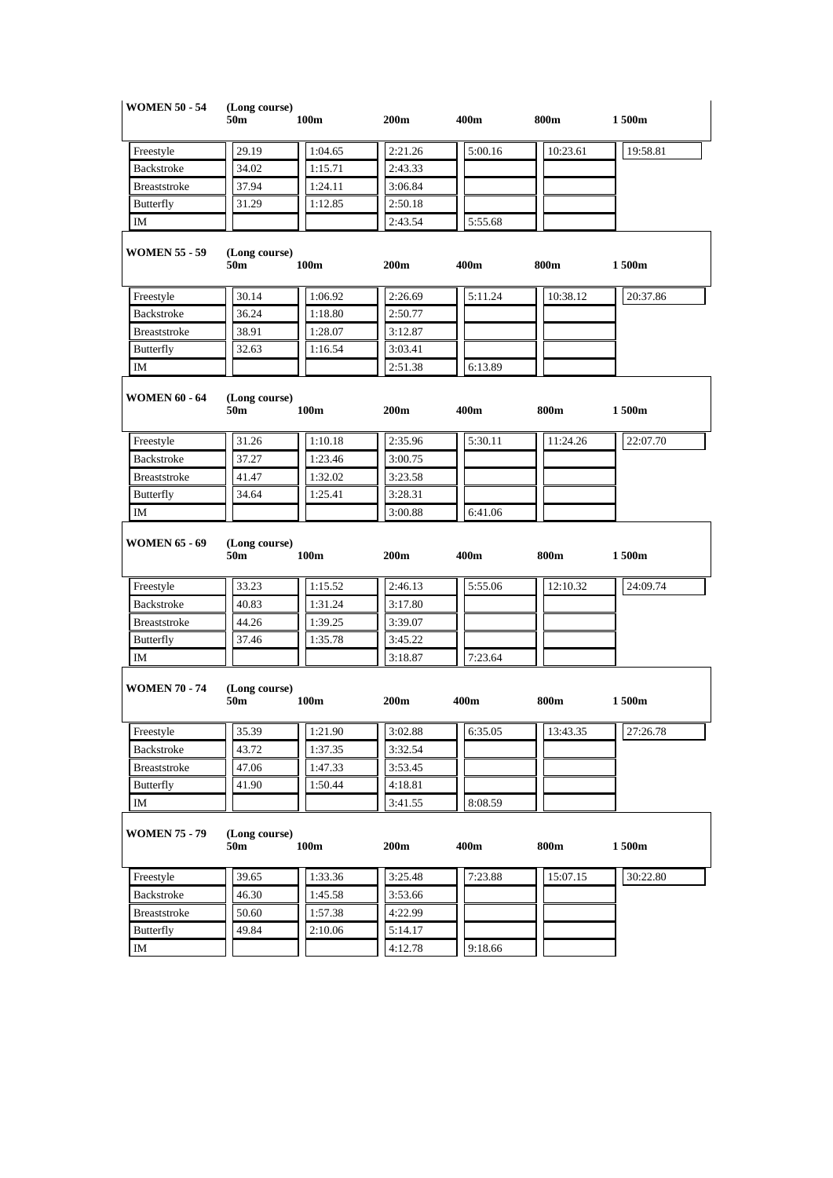**WOMEN 50 - 54** (Long course)

| | 50m | 100m | 200m | 400m | 800m | 1 500m |
|---|---|---|---|---|---|---|
| Freestyle | 29.19 | 1:04.65 | 2:21.26 | 5:00.16 | 10:23.61 | 19:58.81 |
| Backstroke | 34.02 | 1:15.71 | 2:43.33 | | | |
| Breaststroke | 37.94 | 1:24.11 | 3:06.84 | | | |
| Butterfly | 31.29 | 1:12.85 | 2:50.18 | | | |
| IM | | | 2:43.54 | 5:55.68 | | |

**WOMEN 55 - 59** (Long course)

| | 50m | 100m | 200m | 400m | 800m | 1 500m |
|---|---|---|---|---|---|---|
| Freestyle | 30.14 | 1:06.92 | 2:26.69 | 5:11.24 | 10:38.12 | 20:37.86 |
| Backstroke | 36.24 | 1:18.80 | 2:50.77 | | | |
| Breaststroke | 38.91 | 1:28.07 | 3:12.87 | | | |
| Butterfly | 32.63 | 1:16.54 | 3:03.41 | | | |
| IM | | | 2:51.38 | 6:13.89 | | |

**WOMEN 60 - 64** (Long course)

| | 50m | 100m | 200m | 400m | 800m | 1 500m |
|---|---|---|---|---|---|---|
| Freestyle | 31.26 | 1:10.18 | 2:35.96 | 5:30.11 | 11:24.26 | 22:07.70 |
| Backstroke | 37.27 | 1:23.46 | 3:00.75 | | | |
| Breaststroke | 41.47 | 1:32.02 | 3:23.58 | | | |
| Butterfly | 34.64 | 1:25.41 | 3:28.31 | | | |
| IM | | | 3:00.88 | 6:41.06 | | |

**WOMEN 65 - 69** (Long course)

| | 50m | 100m | 200m | 400m | 800m | 1 500m |
|---|---|---|---|---|---|---|
| Freestyle | 33.23 | 1:15.52 | 2:46.13 | 5:55.06 | 12:10.32 | 24:09.74 |
| Backstroke | 40.83 | 1:31.24 | 3:17.80 | | | |
| Breaststroke | 44.26 | 1:39.25 | 3:39.07 | | | |
| Butterfly | 37.46 | 1:35.78 | 3:45.22 | | | |
| IM | | | 3:18.87 | 7:23.64 | | |

**WOMEN 70 - 74** (Long course)

| | 50m | 100m | 200m | 400m | 800m | 1 500m |
|---|---|---|---|---|---|---|
| Freestyle | 35.39 | 1:21.90 | 3:02.88 | 6:35.05 | 13:43.35 | 27:26.78 |
| Backstroke | 43.72 | 1:37.35 | 3:32.54 | | | |
| Breaststroke | 47.06 | 1:47.33 | 3:53.45 | | | |
| Butterfly | 41.90 | 1:50.44 | 4:18.81 | | | |
| IM | | | 3:41.55 | 8:08.59 | | |

**WOMEN 75 - 79** (Long course)

| | 50m | 100m | 200m | 400m | 800m | 1 500m |
|---|---|---|---|---|---|---|
| Freestyle | 39.65 | 1:33.36 | 3:25.48 | 7:23.88 | 15:07.15 | 30:22.80 |
| Backstroke | 46.30 | 1:45.58 | 3:53.66 | | | |
| Breaststroke | 50.60 | 1:57.38 | 4:22.99 | | | |
| Butterfly | 49.84 | 2:10.06 | 5:14.17 | | | |
| IM | | | 4:12.78 | 9:18.66 | | |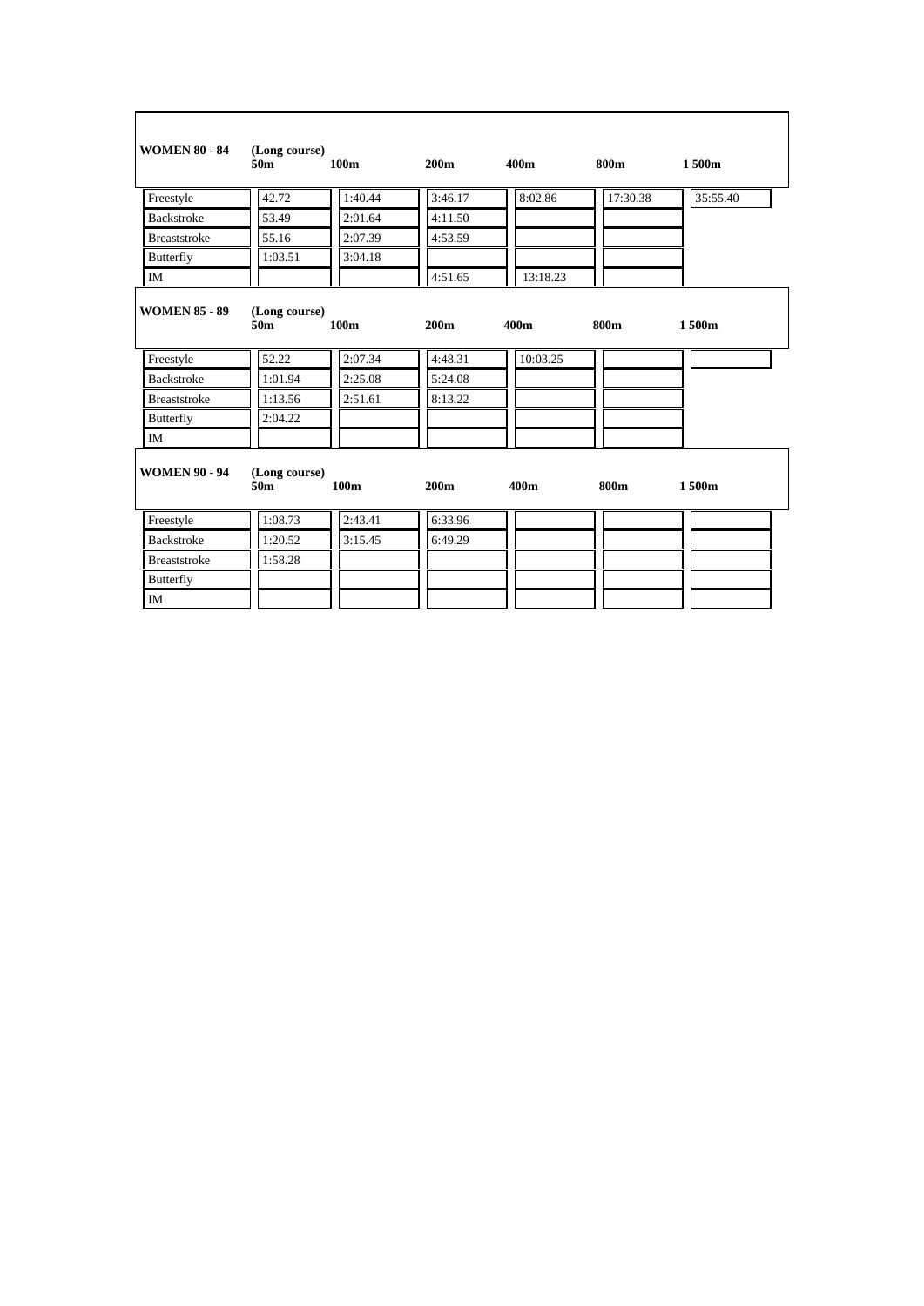| WOMEN 80 - 84 | (Long course) 50m | 100m | 200m | 400m | 800m | 1 500m |
|---|---|---|---|---|---|---|
| Freestyle | 42.72 | 1:40.44 | 3:46.17 | 8:02.86 | 17:30.38 | 35:55.40 |
| Backstroke | 53.49 | 2:01.64 | 4:11.50 | | | |
| Breaststroke | 55.16 | 2:07.39 | 4:53.59 | | | |
| Butterfly | 1:03.51 | 3:04.18 | | | | |
| IM | | | 4:51.65 | 13:18.23 | | |

| WOMEN 85 - 89 | (Long course) 50m | 100m | 200m | 400m | 800m | 1 500m |
|---|---|---|---|---|---|---|
| Freestyle | 52.22 | 2:07.34 | 4:48.31 | 10:03.25 | | |
| Backstroke | 1:01.94 | 2:25.08 | 5:24.08 | | | |
| Breaststroke | 1:13.56 | 2:51.61 | 8:13.22 | | | |
| Butterfly | 2:04.22 | | | | | |
| IM | | | | | | |

| WOMEN 90 - 94 | (Long course) 50m | 100m | 200m | 400m | 800m | 1 500m |
|---|---|---|---|---|---|---|
| Freestyle | 1:08.73 | 2:43.41 | 6:33.96 | | | |
| Backstroke | 1:20.52 | 3:15.45 | 6:49.29 | | | |
| Breaststroke | 1:58.28 | | | | | |
| Butterfly | | | | | | |
| IM | | | | | | |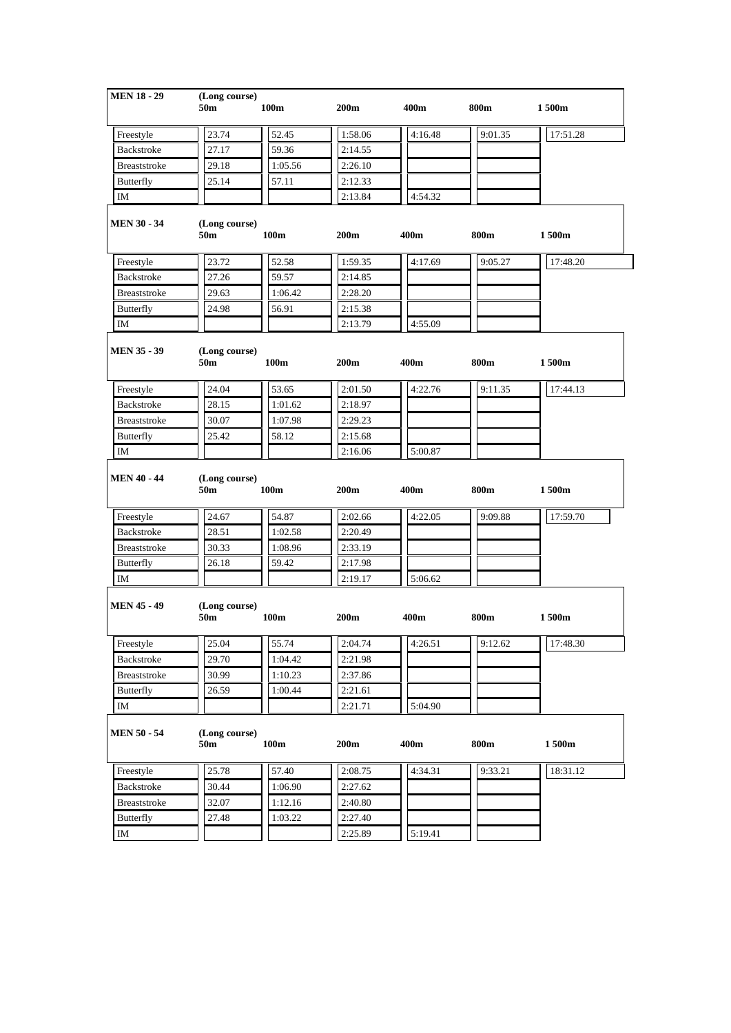### MEN 18 - 29

| (Long course) | 50m | 100m | 200m | 400m | 800m | 1 500m |
|---|---|---|---|---|---|---|
| Freestyle | 23.74 | 52.45 | 1:58.06 | 4:16.48 | 9:01.35 | 17:51.28 |
| Backstroke | 27.17 | 59.36 | 2:14.55 | | | |
| Breaststroke | 29.18 | 1:05.56 | 2:26.10 | | | |
| Butterfly | 25.14 | 57.11 | 2:12.33 | | | |
| IM | | | 2:13.84 | 4:54.32 | | |

### MEN 30 - 34

| (Long course) | 50m | 100m | 200m | 400m | 800m | 1 500m |
|---|---|---|---|---|---|---|
| Freestyle | 23.72 | 52.58 | 1:59.35 | 4:17.69 | 9:05.27 | 17:48.20 |
| Backstroke | 27.26 | 59.57 | 2:14.85 | | | |
| Breaststroke | 29.63 | 1:06.42 | 2:28.20 | | | |
| Butterfly | 24.98 | 56.91 | 2:15.38 | | | |
| IM | | | 2:13.79 | 4:55.09 | | |

### MEN 35 - 39

| (Long course) | 50m | 100m | 200m | 400m | 800m | 1 500m |
|---|---|---|---|---|---|---|
| Freestyle | 24.04 | 53.65 | 2:01.50 | 4:22.76 | 9:11.35 | 17:44.13 |
| Backstroke | 28.15 | 1:01.62 | 2:18.97 | | | |
| Breaststroke | 30.07 | 1:07.98 | 2:29.23 | | | |
| Butterfly | 25.42 | 58.12 | 2:15.68 | | | |
| IM | | | 2:16.06 | 5:00.87 | | |

### MEN 40 - 44

| (Long course) | 50m | 100m | 200m | 400m | 800m | 1 500m |
|---|---|---|---|---|---|---|
| Freestyle | 24.67 | 54.87 | 2:02.66 | 4:22.05 | 9:09.88 | 17:59.70 |
| Backstroke | 28.51 | 1:02.58 | 2:20.49 | | | |
| Breaststroke | 30.33 | 1:08.96 | 2:33.19 | | | |
| Butterfly | 26.18 | 59.42 | 2:17.98 | | | |
| IM | | | 2:19.17 | 5:06.62 | | |

### MEN 45 - 49

| (Long course) | 50m | 100m | 200m | 400m | 800m | 1 500m |
|---|---|---|---|---|---|---|
| Freestyle | 25.04 | 55.74 | 2:04.74 | 4:26.51 | 9:12.62 | 17:48.30 |
| Backstroke | 29.70 | 1:04.42 | 2:21.98 | | | |
| Breaststroke | 30.99 | 1:10.23 | 2:37.86 | | | |
| Butterfly | 26.59 | 1:00.44 | 2:21.61 | | | |
| IM | | | 2:21.71 | 5:04.90 | | |

### MEN 50 - 54

| (Long course) | 50m | 100m | 200m | 400m | 800m | 1 500m |
|---|---|---|---|---|---|---|
| Freestyle | 25.78 | 57.40 | 2:08.75 | 4:34.31 | 9:33.21 | 18:31.12 |
| Backstroke | 30.44 | 1:06.90 | 2:27.62 | | | |
| Breaststroke | 32.07 | 1:12.16 | 2:40.80 | | | |
| Butterfly | 27.48 | 1:03.22 | 2:27.40 | | | |
| IM | | | 2:25.89 | 5:19.41 | | |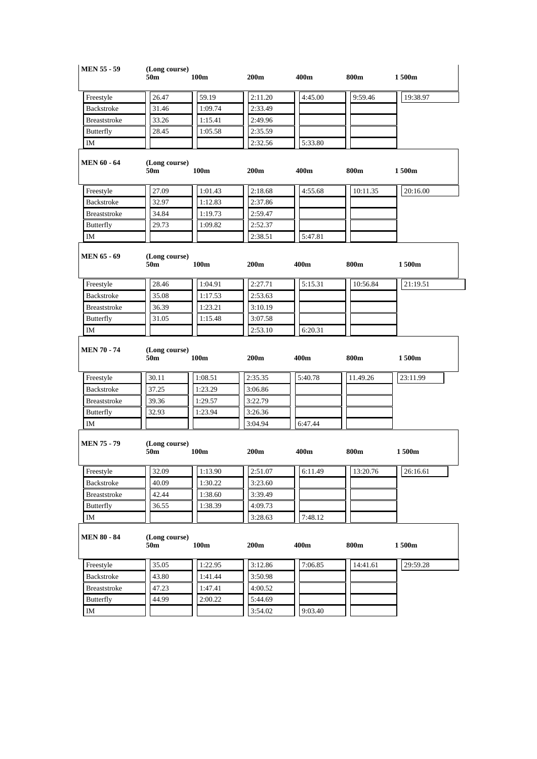**MEN 55 - 59** (Long course)

| | 50m | 100m | 200m | 400m | 800m | 1 500m |
|---|---|---|---|---|---|---|
| Freestyle | 26.47 | 59.19 | 2:11.20 | 4:45.00 | 9:59.46 | 19:38.97 |
| Backstroke | 31.46 | 1:09.74 | 2:33.49 | | | |
| Breaststroke | 33.26 | 1:15.41 | 2:49.96 | | | |
| Butterfly | 28.45 | 1:05.58 | 2:35.59 | | | |
| IM | | | 2:32.56 | 5:33.80 | | |

**MEN 60 - 64** (Long course)

| | 50m | 100m | 200m | 400m | 800m | 1 500m |
|---|---|---|---|---|---|---|
| Freestyle | 27.09 | 1:01.43 | 2:18.68 | 4:55.68 | 10:11.35 | 20:16.00 |
| Backstroke | 32.97 | 1:12.83 | 2:37.86 | | | |
| Breaststroke | 34.84 | 1:19.73 | 2:59.47 | | | |
| Butterfly | 29.73 | 1:09.82 | 2:52.37 | | | |
| IM | | | 2:38.51 | 5:47.81 | | |

**MEN 65 - 69** (Long course)

| | 50m | 100m | 200m | 400m | 800m | 1 500m |
|---|---|---|---|---|---|---|
| Freestyle | 28.46 | 1:04.91 | 2:27.71 | 5:15.31 | 10:56.84 | 21:19.51 |
| Backstroke | 35.08 | 1:17.53 | 2:53.63 | | | |
| Breaststroke | 36.39 | 1:23.21 | 3:10.19 | | | |
| Butterfly | 31.05 | 1:15.48 | 3:07.58 | | | |
| IM | | | 2:53.10 | 6:20.31 | | |

**MEN 70 - 74** (Long course)

| | 50m | 100m | 200m | 400m | 800m | 1 500m |
|---|---|---|---|---|---|---|
| Freestyle | 30.11 | 1:08.51 | 2:35.35 | 5:40.78 | 11.49.26 | 23:11.99 |
| Backstroke | 37.25 | 1:23.29 | 3:06.86 | | | |
| Breaststroke | 39.36 | 1:29.57 | 3:22.79 | | | |
| Butterfly | 32.93 | 1:23.94 | 3:26.36 | | | |
| IM | | | 3:04.94 | 6:47.44 | | |

**MEN 75 - 79** (Long course)

| | 50m | 100m | 200m | 400m | 800m | 1 500m |
|---|---|---|---|---|---|---|
| Freestyle | 32.09 | 1:13.90 | 2:51.07 | 6:11.49 | 13:20.76 | 26:16.61 |
| Backstroke | 40.09 | 1:30.22 | 3:23.60 | | | |
| Breaststroke | 42.44 | 1:38.60 | 3:39.49 | | | |
| Butterfly | 36.55 | 1:38.39 | 4:09.73 | | | |
| IM | | | 3:28.63 | 7:48.12 | | |

**MEN 80 - 84** (Long course)

| | 50m | 100m | 200m | 400m | 800m | 1 500m |
|---|---|---|---|---|---|---|
| Freestyle | 35.05 | 1:22.95 | 3:12.86 | 7:06.85 | 14:41.61 | 29:59.28 |
| Backstroke | 43.80 | 1:41.44 | 3:50.98 | | | |
| Breaststroke | 47.23 | 1:47.41 | 4:00.52 | | | |
| Butterfly | 44.99 | 2:00.22 | 5:44.69 | | | |
| IM | | | 3:54.02 | 9:03.40 | | |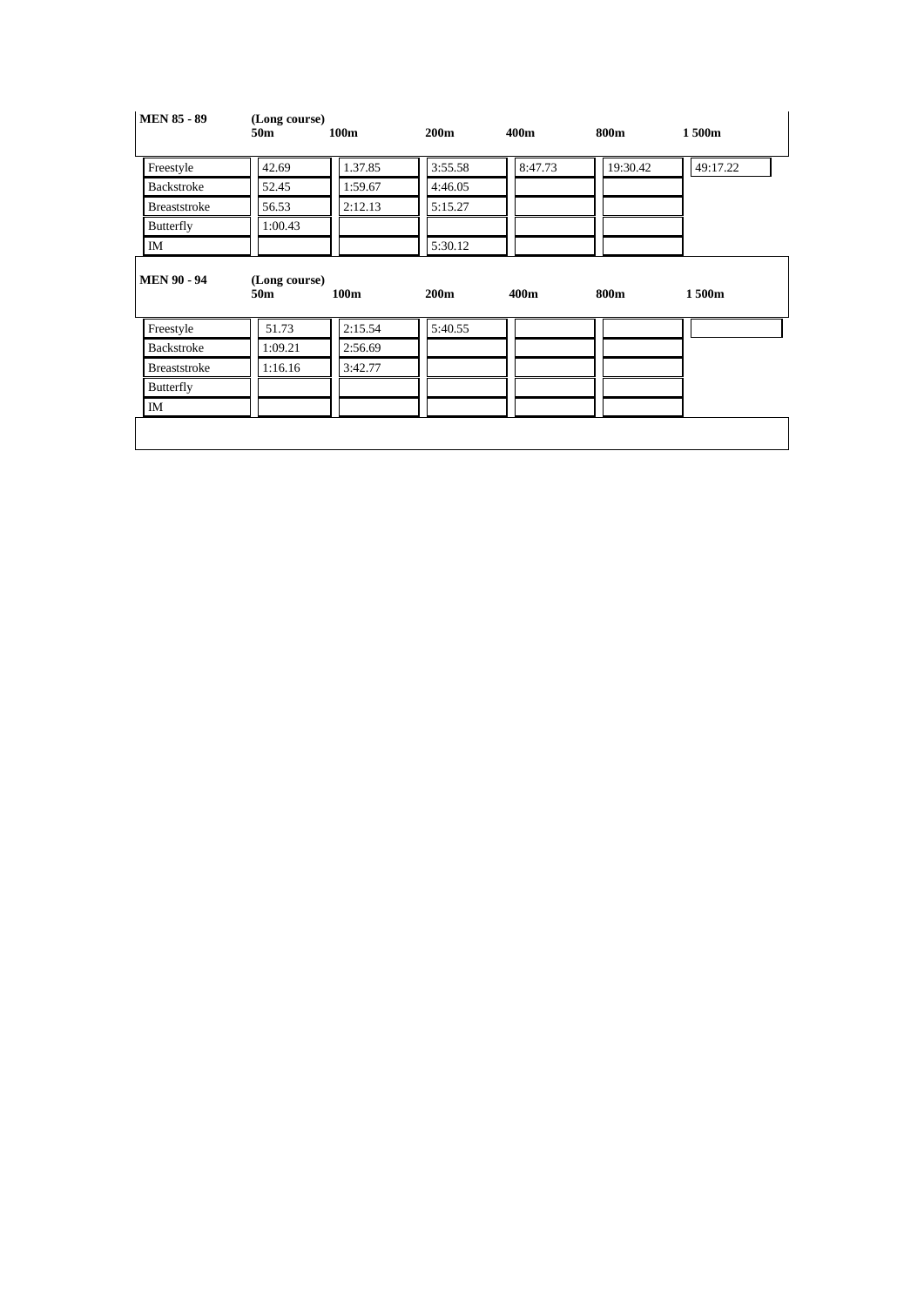| MEN 85 - 89 | (Long course) 50m | 100m | 200m | 400m | 800m | 1 500m |
|---|---|---|---|---|---|---|
| Freestyle | 42.69 | 1.37.85 | 3:55.58 | 8:47.73 | 19:30.42 | 49:17.22 |
| Backstroke | 52.45 | 1:59.67 | 4:46.05 | | | |
| Breaststroke | 56.53 | 2:12.13 | 5:15.27 | | | |
| Butterfly | 1:00.43 | | | | | |
| IM | | | 5:30.12 | | | |

| MEN 90 - 94 | (Long course) 50m | 100m | 200m | 400m | 800m | 1 500m |
|---|---|---|---|---|---|---|
| Freestyle | 51.73 | 2:15.54 | 5:40.55 | | | |
| Backstroke | 1:09.21 | 2:56.69 | | | | |
| Breaststroke | 1:16.16 | 3:42.77 | | | | |
| Butterfly | | | | | | |
| IM | | | | | | |